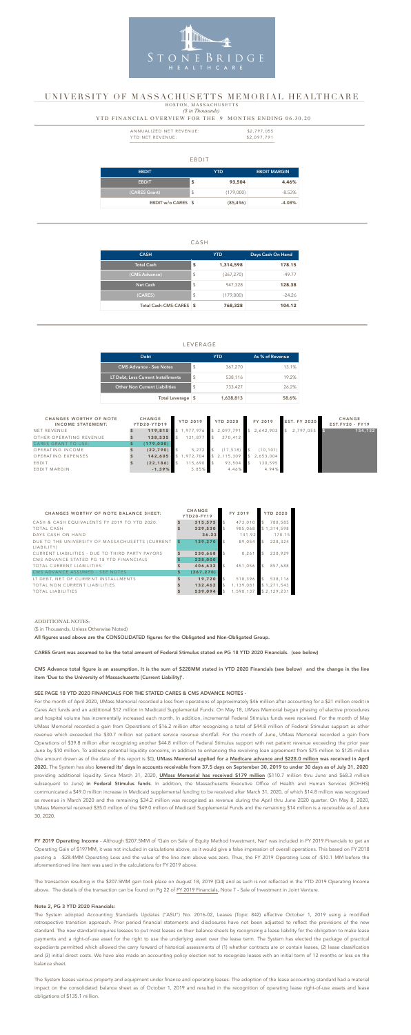STONEBRIDGE HEALTHCARE

# UNIVERSITY OF MASSACHUSETTS MEMORIAL HEALTHCARE

BOSTON, MASSACHUSETTS

*($ in Thousands)*

YTD FINANCIAL OVERVIEW FOR THE 9 MONTHS ENDING 06.30.20

| | |
|---|---|
| ANNUALIZED NET REVENUE: | $2,797,055 |
| YTD NET REVENUE: | $2,097,791 |

## EBDIT

| EBDIT | YTD | EBDIT MARGIN |
|---|---|---|
| EBDIT | $ 93,504 | 4.46% |
| (CARES Grant) | $ (179,000) | -8.53% |
| EBDIT w/o CARES | $ (85,496) | -4.08% |

## CASH

| CASH | YTD | Days Cash On Hand |
|---|---|---|
| Total Cash | $ 1,314,598 | 178.15 |
| (CMS Advance) | $ (367,270) | -49.77 |
| Net Cash | $ 947,328 | 128.38 |
| (CARES) | $ (179,000) | -24.26 |
| Total Cash-CMS-CARES | $ 768,328 | 104.12 |

## LEVERAGE

| Debt | YTD | As % of Revenue |
|---|---|---|
| CMS Advance - See Notes | $ 367,270 | 13.1% |
| LT Debt, Less Current Installments | $ 538,116 | 19.2% |
| Other Non Current Liabilities | $ 733,427 | 26.2% |
| Total Leverage | $ 1,638,813 | 58.6% |

| CHANGES WORTHY OF NOTE INCOME STATEMENT: | CHANGE YTD20-YTD19 | YTD 2019 | YTD 2020 | FY 2019 | EST. FY 2020 | CHANGE EST.FY20 - FY19 |
|---|---|---|---|---|---|---|
| NET REVENUE | $ 119,815 | $ 1,977,976 | $ 2,097,791 | $ 2,642,903 | $ 2,797,055 | $ 154,152 |
| OTHER OPERATING REVENUE | $ 138,535 | $ 131,877 | $ 270,412 | | | |
| CARES GRANT TO USE: | $ (179,000) | | | | | |
| OPERATING INCOME | $ (22,790) | $ 5,272 | $ (17,518) | $ (10,101) | | |
| OPERATING EXPENSES | $ 142,605 | $ 1,972,704 | $ 2,115,309 | $ 2,653,004 | | |
| EBDIT | $ (22,186) | $ 115,690 | $ 93,504 | $ 130,595 | | |
| EBDIT MARGIN | -1.39% | 5.85% | 4.46% | 4.94% | | |

| CHANGES WORTHY OF NOTE BALANCE SHEET: | CHANGE YTD20-FY19 | FY 2019 | YTD 2020 |
|---|---|---|---|
| CASH & CASH EQUIVALENTS FY 2019 TO YTD 2020: | $ 315,575 | $ 473,010 | $ 788,585 |
| TOTAL CASH | $ 329,530 | $ 985,068 | $ 1,314,598 |
| DAYS CASH ON HAND | 36.23 | 141.92 | 178.15 |
| DUE TO THE UNIVERSITY OF MASSACHUSETTS (CURRENT LIABILITY) | $ 139,270 | $ 89,054 | $ 228,324 |
| CURRENT LIABILITIES - DUE TO THIRD PARTY PAYORS | $ 230,668 | $ 8,261 | $ 238,929 |
| CMS ADVANCE STATED PG 18 YTD FINANCIALS | $ 228,000 | | |
| TOTAL CURRENT LIABILITIES | $ 406,632 | $ 451,056 | $ 857,688 |
| CMS ADVANCE ASSUMED - SEE NOTES | $ (367,270) | | |
| LT DEBT, NET OF CURRENT INSTALLMENTS | $ 19,720 | $ 518,396 | $ 538,116 |
| TOTAL NON CURRENT LIABILITIES | $ 132,462 | $ 1,139,081 | $ 1,271,543 |
| TOTAL LIABILITIES | $ 539,094 | $ 1,590,137 | $ 2,129,231 |

ADDITIONAL NOTES:

($ in Thousands, Unless Otherwise Noted)

**All figures used above are the CONSOLIDATED figures for the Obligated and Non-Obligated Group.**

**CARES Grant was assumed to be the total amount of Federal Stimulus stated on PG 18 YTD 2020 Financials. (see below)**

**CMS Advance total figure is an assumption. It is the sum of $228MM stated in YTD 2020 Financials (see below) and the change in the line item 'Due to the University of Massachusetts (Current Liability)'.**

**SEE PAGE 18 YTD 2020 FINANCIALS FOR THE STATED CARES & CMS ADVANCE NOTES -**

For the month of April 2020, UMass Memorial recorded a loss from operations of approximately $46 million after accounting for a $21 million credit in Cares Act funds and an additional $12 million in Medicaid Supplemental Funds. On May 18, UMass Memorial began phasing of elective procedures and hospital volume has incrementally increased each month. In addition, incremental Federal Stimulus funds were received. For the month of May UMass Memorial recorded a gain from Operations of $16.2 million after recognizing a total of $44.8 million of Federal Stimulus support as other revenue which exceeded the $30.7 million net patient service revenue shortfall. For the month of June, UMass Memorial recorded a gain from Operations of $39.8 million after recognizing another $44.8 million of Federal Stimulus support with net patient revenue exceeding the prior year June by $10 million. To address potential liquidity concerns, in addition to enhancing the revolving loan agreement from $75 million to $125 million (the amount drawn as of the date of this report is $0), **UMass Memorial applied for a Medicare advance and $228.0 million was received in April 2020.** The System has also **lowered its' days in accounts receivable from 37.5 days on September 30, 2019 to under 30 days as of July 31, 2020** providing additional liquidity. Since March 31, 2020, **UMass Memorial has received $179 million** ($110.7 million thru June and $68.3 million subsequent to June) **in Federal Stimulus funds**. In addition, the Massachusetts Executive Office of Health and Human Services (EOHHS) communicated a $49.0 million increase in Medicaid supplemental funding to be received after March 31, 2020, of which $14.8 million was recognized as revenue in March 2020 and the remaining $34.2 million was recognized as revenue during the April thru June 2020 quarter. On May 8, 2020, UMass Memorial received $35.0 million of the $49.0 million of Medicaid Supplemental Funds and the remaining $14 million is a receivable as of June 30, 2020.

**FY 2019 Operating Income** - Although $207.5MM of 'Gain on Sale of Equity Method Investment, Net' was included in FY 2019 Financials to get an Operating Gain of $197MM, it was not included in calculations above, as it would give a false impression of overall operations. This based on FY 2018 posting a -$28.4MM Operating Loss and the value of the line item above was zero. Thus, the FY 2019 Operating Loss of -$10.1 MM before the aforementioned line item was used in the calculations for FY 2019 above.

The transaction resulting in the $207.5MM gain took place on August 18, 2019 (Q4) and as such is not reflected in the YTD 2019 Operating Income above. The details of the transaction can be found on Pg 22 of FY 2019 Financials, Note 7 - Sale of Investment in Joint Venture.

**Note 2, PG 3 YTD 2020 Financials:**

The System adopted Accounting Standards Updates ("ASU") No. 2016-02, Leases (Topic 842) effective October 1, 2019 using a modified retrospective transition approach. Prior period financial statements and disclosures have not been adjusted to reflect the provisions of the new standard. The new standard requires lessees to put most leases on their balance sheets by recognizing a lease liability for the obligation to make lease payments and a right-of-use asset for the right to use the underlying asset over the lease term. The System has elected the package of practical expedients permitted which allowed the carry forward of historical assessments of (1) whether contracts are or contain leases, (2) lease classification and (3) initial direct costs. We have also made an accounting policy election not to recognize leases with an initial term of 12 months or less on the balance sheet.

The System leases various property and equipment under finance and operating leases. The adoption of the lease accounting standard had a material impact on the consolidated balance sheet as of October 1, 2019 and resulted in the recognition of operating lease right-of-use assets and lease obligations of $135.1 million.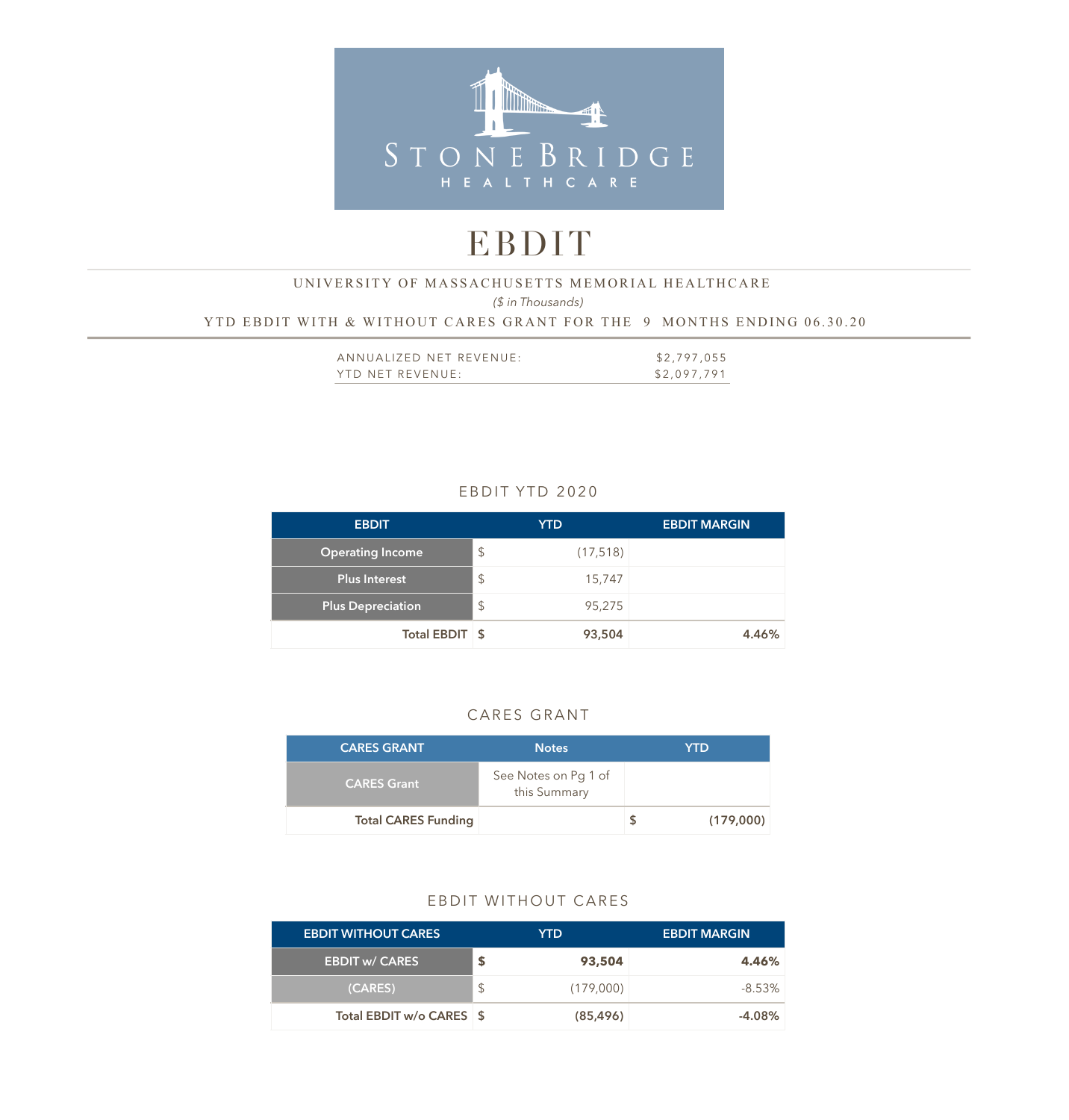STONEBRIDGE HEALTHCARE

# EBDIT

UNIVERSITY OF MASSACHUSETTS MEMORIAL HEALTHCARE

*($ in Thousands)*

YTD EBDIT WITH & WITHOUT CARES GRANT FOR THE 9 MONTHS ENDING 06.30.20

| | |
|---|---|
| ANNUALIZED NET REVENUE: | $2,797,055 |
| YTD NET REVENUE: | $2,097,791 |

## EBDIT YTD 2020

| EBDIT | | YTD | EBDIT MARGIN |
|---|---|---|---|
| Operating Income | $ | (17,518) | |
| Plus Interest | $ | 15,747 | |
| Plus Depreciation | $ | 95,275 | |
| **Total EBDIT** | **$** | **93,504** | **4.46%** |

## CARES GRANT

| CARES GRANT | Notes | | YTD |
|---|---|---|---|
| CARES Grant | See Notes on Pg 1 of this Summary | | |
| **Total CARES Funding** | | **$** | **(179,000)** |

## EBDIT WITHOUT CARES

| EBDIT WITHOUT CARES | | YTD | EBDIT MARGIN |
|---|---|---|---|
| **EBDIT w/ CARES** | **$** | **93,504** | **4.46%** |
| (CARES) | $ | (179,000) | -8.53% |
| **Total EBDIT w/o CARES** | **$** | **(85,496)** | **-4.08%** |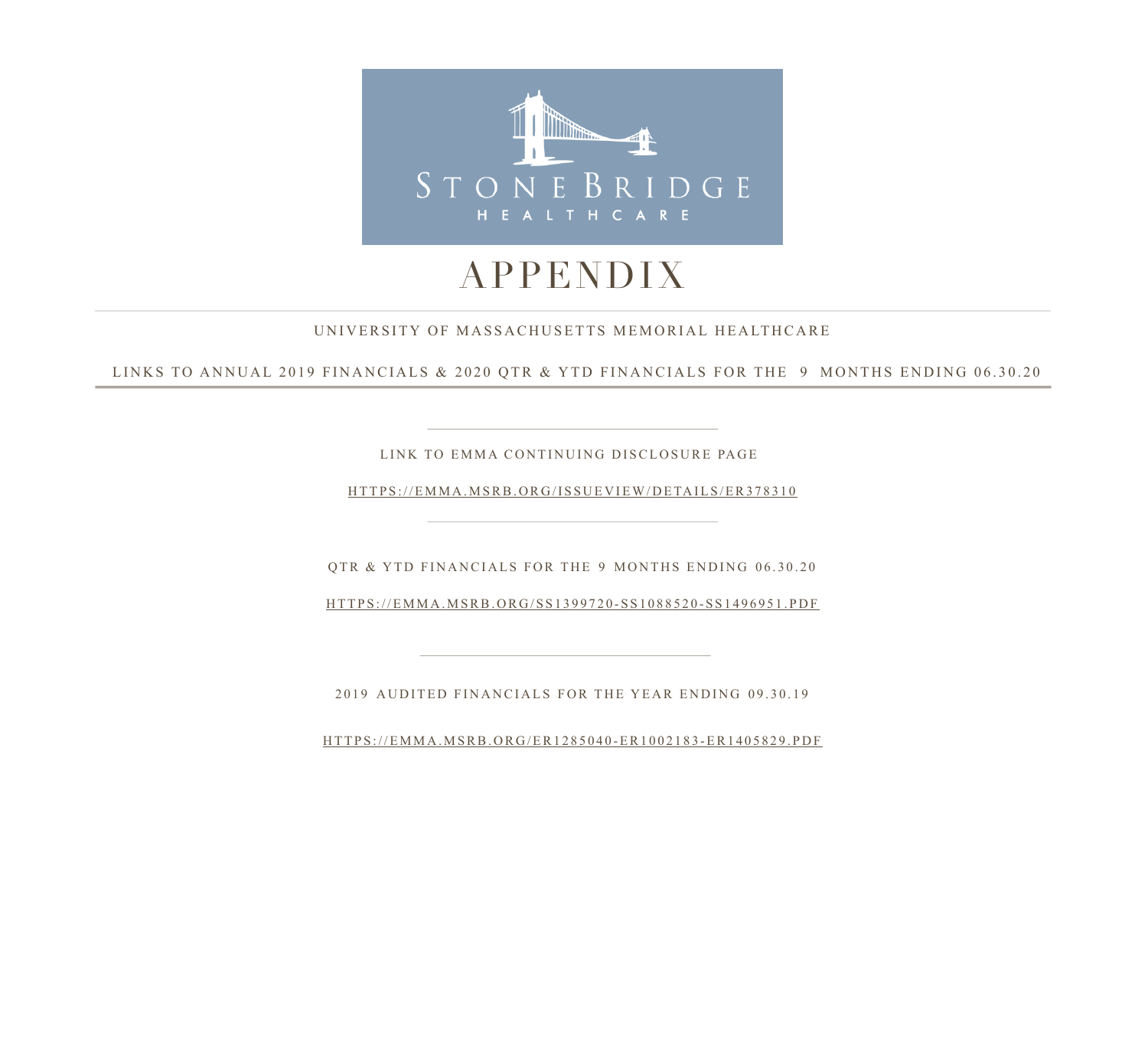STONEBRIDGE HEALTHCARE

# APPENDIX

UNIVERSITY OF MASSACHUSETTS MEMORIAL HEALTHCARE

LINKS TO ANNUAL 2019 FINANCIALS & 2020 QTR & YTD FINANCIALS FOR THE 9 MONTHS ENDING 06.30.20

---

LINK TO EMMA CONTINUING DISCLOSURE PAGE

HTTPS://EMMA.MSRB.ORG/ISSUEVIEW/DETAILS/ER378310

---

QTR & YTD FINANCIALS FOR THE 9 MONTHS ENDING 06.30.20

HTTPS://EMMA.MSRB.ORG/SS1399720-SS1088520-SS1496951.PDF

---

2019 AUDITED FINANCIALS FOR THE YEAR ENDING 09.30.19

HTTPS://EMMA.MSRB.ORG/ER1285040-ER1002183-ER1405829.PDF